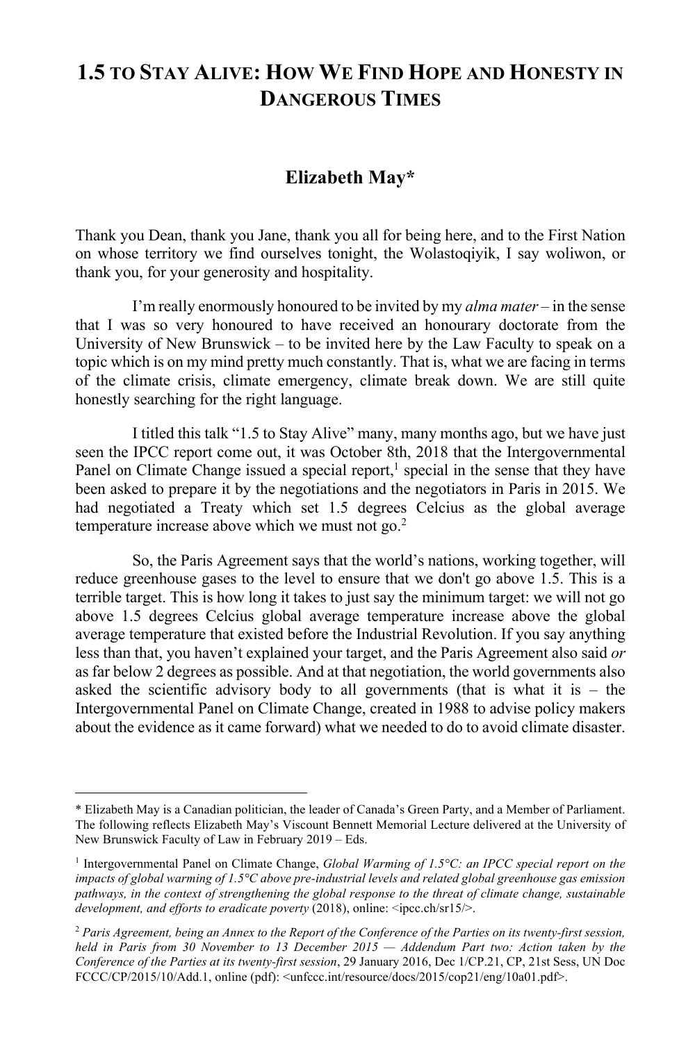# 1.5 TO STAY ALIVE: HOW WE FIND HOPE AND HONESTY IN DANGEROUS TIMES

## Elizabeth May*

Thank you Dean, thank you Jane, thank you all for being here, and to the First Nation on whose territory we find ourselves tonight, the Wolastoqiyik, I say woliwon, or thank you, for your generosity and hospitality.

I'm really enormously honoured to be invited by my *alma mater* – in the sense that I was so very honoured to have received an honourary doctorate from the University of New Brunswick – to be invited here by the Law Faculty to speak on a topic which is on my mind pretty much constantly. That is, what we are facing in terms of the climate crisis, climate emergency, climate break down. We are still quite honestly searching for the right language.

I titled this talk "1.5 to Stay Alive" many, many months ago, but we have just seen the IPCC report come out, it was October 8th, 2018 that the Intergovernmental Panel on Climate Change issued a special report,[1] special in the sense that they have been asked to prepare it by the negotiations and the negotiators in Paris in 2015. We had negotiated a Treaty which set 1.5 degrees Celcius as the global average temperature increase above which we must not go.[2]

So, the Paris Agreement says that the world's nations, working together, will reduce greenhouse gases to the level to ensure that we don't go above 1.5. This is a terrible target. This is how long it takes to just say the minimum target: we will not go above 1.5 degrees Celcius global average temperature increase above the global average temperature that existed before the Industrial Revolution. If you say anything less than that, you haven't explained your target, and the Paris Agreement also said *or* as far below 2 degrees as possible. And at that negotiation, the world governments also asked the scientific advisory body to all governments (that is what it is – the Intergovernmental Panel on Climate Change, created in 1988 to advise policy makers about the evidence as it came forward) what we needed to do to avoid climate disaster.

---

\* Elizabeth May is a Canadian politician, the leader of Canada's Green Party, and a Member of Parliament. The following reflects Elizabeth May's Viscount Bennett Memorial Lecture delivered at the University of New Brunswick Faculty of Law in February 2019 – Eds.

[1] Intergovernmental Panel on Climate Change, *Global Warming of 1.5°C: an IPCC special report on the impacts of global warming of 1.5°C above pre-industrial levels and related global greenhouse gas emission pathways, in the context of strengthening the global response to the threat of climate change, sustainable development, and efforts to eradicate poverty* (2018), online: <ipcc.ch/sr15/>.

[2] *Paris Agreement, being an Annex to the Report of the Conference of the Parties on its twenty-first session, held in Paris from 30 November to 13 December 2015 — Addendum Part two: Action taken by the Conference of the Parties at its twenty-first session*, 29 January 2016, Dec 1/CP.21, CP, 21st Sess, UN Doc FCCC/CP/2015/10/Add.1, online (pdf): <unfccc.int/resource/docs/2015/cop21/eng/10a01.pdf>.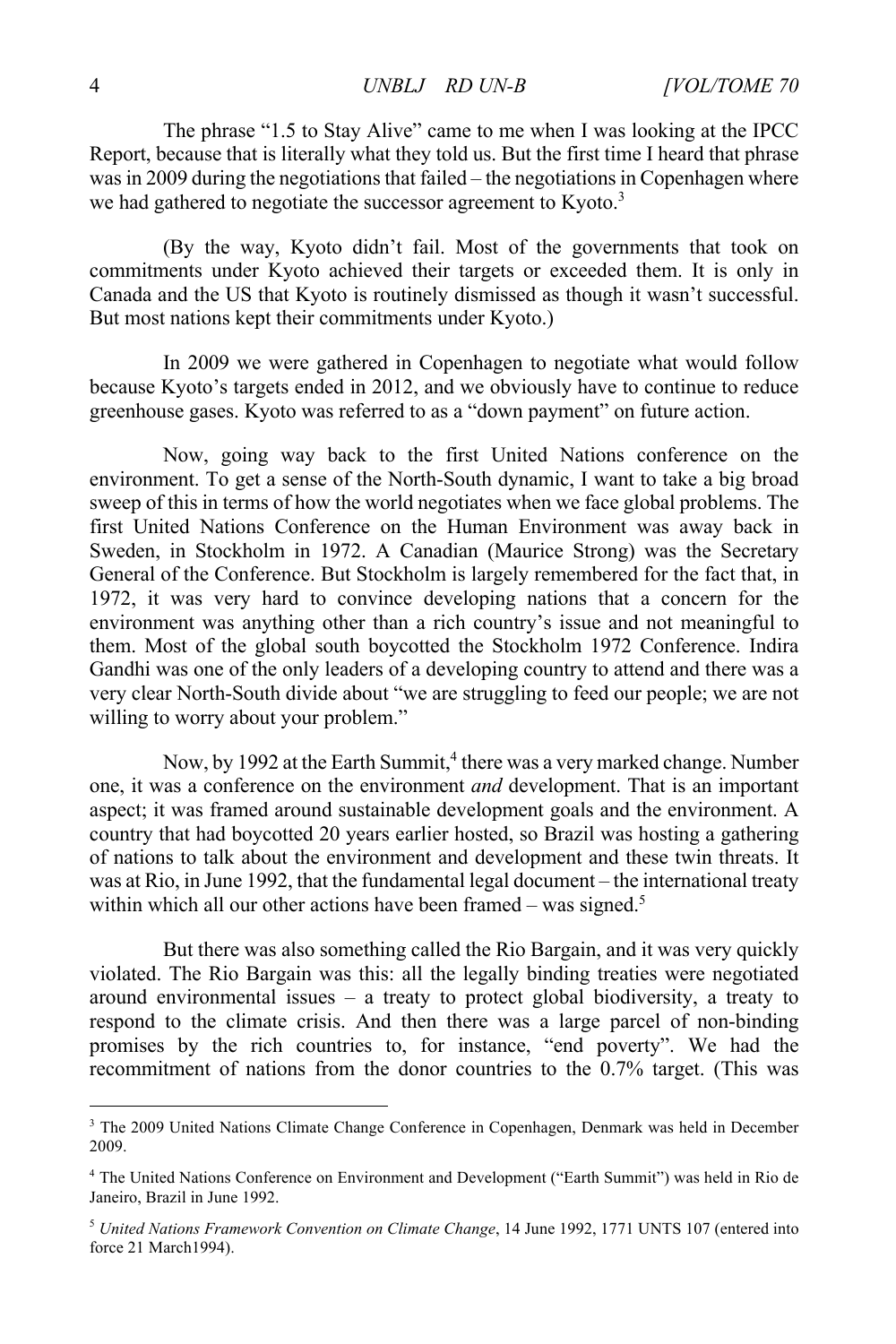The phrase "1.5 to Stay Alive" came to me when I was looking at the IPCC Report, because that is literally what they told us. But the first time I heard that phrase was in 2009 during the negotiations that failed – the negotiations in Copenhagen where we had gathered to negotiate the successor agreement to Kyoto.[3]

(By the way, Kyoto didn't fail. Most of the governments that took on commitments under Kyoto achieved their targets or exceeded them. It is only in Canada and the US that Kyoto is routinely dismissed as though it wasn't successful. But most nations kept their commitments under Kyoto.)

In 2009 we were gathered in Copenhagen to negotiate what would follow because Kyoto's targets ended in 2012, and we obviously have to continue to reduce greenhouse gases. Kyoto was referred to as a "down payment" on future action.

Now, going way back to the first United Nations conference on the environment. To get a sense of the North-South dynamic, I want to take a big broad sweep of this in terms of how the world negotiates when we face global problems. The first United Nations Conference on the Human Environment was away back in Sweden, in Stockholm in 1972. A Canadian (Maurice Strong) was the Secretary General of the Conference. But Stockholm is largely remembered for the fact that, in 1972, it was very hard to convince developing nations that a concern for the environment was anything other than a rich country's issue and not meaningful to them. Most of the global south boycotted the Stockholm 1972 Conference. Indira Gandhi was one of the only leaders of a developing country to attend and there was a very clear North-South divide about "we are struggling to feed our people; we are not willing to worry about your problem."

Now, by 1992 at the Earth Summit,[4] there was a very marked change. Number one, it was a conference on the environment *and* development. That is an important aspect; it was framed around sustainable development goals and the environment. A country that had boycotted 20 years earlier hosted, so Brazil was hosting a gathering of nations to talk about the environment and development and these twin threats. It was at Rio, in June 1992, that the fundamental legal document – the international treaty within which all our other actions have been framed – was signed.[5]

But there was also something called the Rio Bargain, and it was very quickly violated. The Rio Bargain was this: all the legally binding treaties were negotiated around environmental issues – a treaty to protect global biodiversity, a treaty to respond to the climate crisis. And then there was a large parcel of non-binding promises by the rich countries to, for instance, "end poverty". We had the recommitment of nations from the donor countries to the 0.7% target. (This was

---

[3] The 2009 United Nations Climate Change Conference in Copenhagen, Denmark was held in December 2009.

[4] The United Nations Conference on Environment and Development ("Earth Summit") was held in Rio de Janeiro, Brazil in June 1992.

[5] *United Nations Framework Convention on Climate Change*, 14 June 1992, 1771 UNTS 107 (entered into force 21 March1994).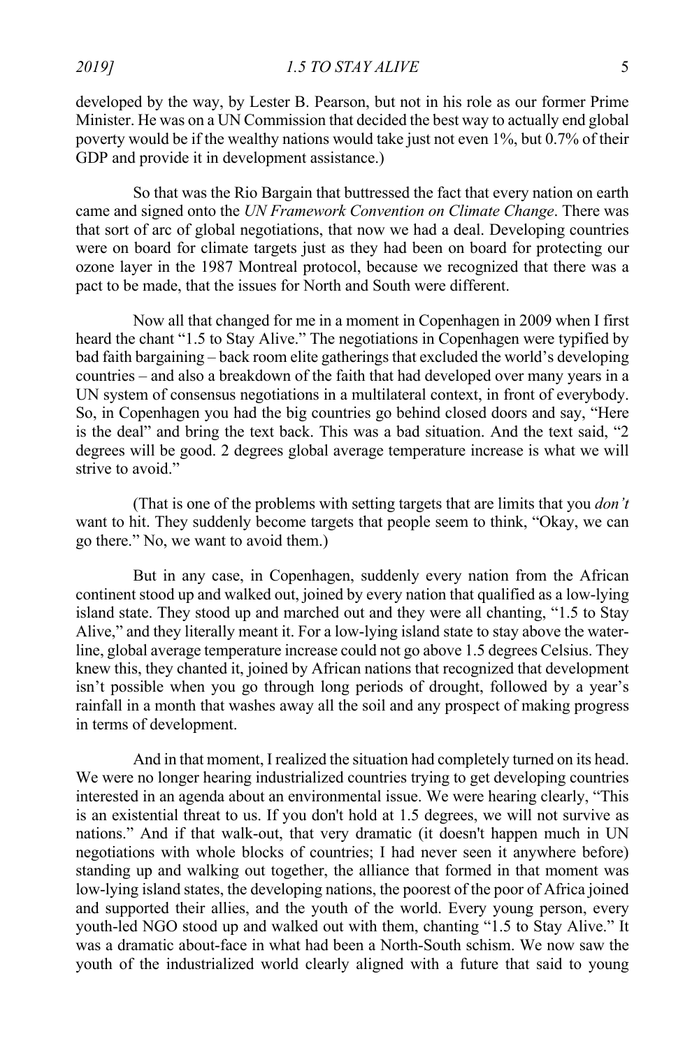developed by the way, by Lester B. Pearson, but not in his role as our former Prime Minister. He was on a UN Commission that decided the best way to actually end global poverty would be if the wealthy nations would take just not even 1%, but 0.7% of their GDP and provide it in development assistance.)

So that was the Rio Bargain that buttressed the fact that every nation on earth came and signed onto the *UN Framework Convention on Climate Change*. There was that sort of arc of global negotiations, that now we had a deal. Developing countries were on board for climate targets just as they had been on board for protecting our ozone layer in the 1987 Montreal protocol, because we recognized that there was a pact to be made, that the issues for North and South were different.

Now all that changed for me in a moment in Copenhagen in 2009 when I first heard the chant "1.5 to Stay Alive." The negotiations in Copenhagen were typified by bad faith bargaining – back room elite gatherings that excluded the world's developing countries – and also a breakdown of the faith that had developed over many years in a UN system of consensus negotiations in a multilateral context, in front of everybody. So, in Copenhagen you had the big countries go behind closed doors and say, "Here is the deal" and bring the text back. This was a bad situation. And the text said, "2 degrees will be good. 2 degrees global average temperature increase is what we will strive to avoid."

(That is one of the problems with setting targets that are limits that you *don't* want to hit. They suddenly become targets that people seem to think, "Okay, we can go there." No, we want to avoid them.)

But in any case, in Copenhagen, suddenly every nation from the African continent stood up and walked out, joined by every nation that qualified as a low-lying island state. They stood up and marched out and they were all chanting, "1.5 to Stay Alive," and they literally meant it. For a low-lying island state to stay above the water-line, global average temperature increase could not go above 1.5 degrees Celsius. They knew this, they chanted it, joined by African nations that recognized that development isn't possible when you go through long periods of drought, followed by a year's rainfall in a month that washes away all the soil and any prospect of making progress in terms of development.

And in that moment, I realized the situation had completely turned on its head. We were no longer hearing industrialized countries trying to get developing countries interested in an agenda about an environmental issue. We were hearing clearly, "This is an existential threat to us. If you don't hold at 1.5 degrees, we will not survive as nations." And if that walk-out, that very dramatic (it doesn't happen much in UN negotiations with whole blocks of countries; I had never seen it anywhere before) standing up and walking out together, the alliance that formed in that moment was low-lying island states, the developing nations, the poorest of the poor of Africa joined and supported their allies, and the youth of the world. Every young person, every youth-led NGO stood up and walked out with them, chanting "1.5 to Stay Alive." It was a dramatic about-face in what had been a North-South schism. We now saw the youth of the industrialized world clearly aligned with a future that said to young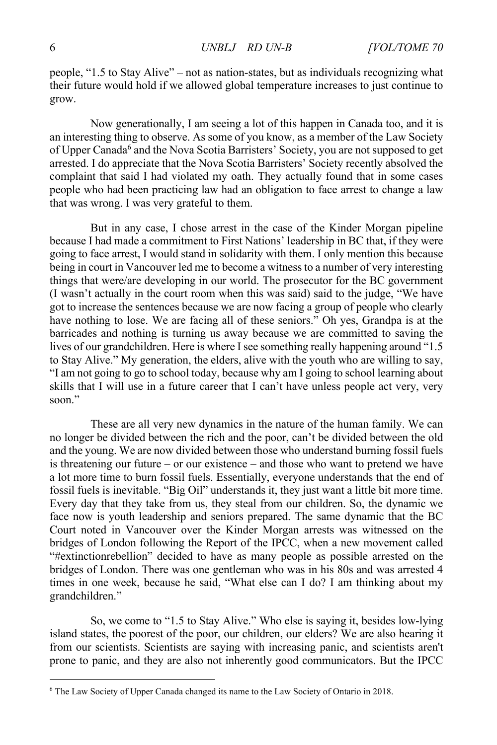people, "1.5 to Stay Alive" – not as nation-states, but as individuals recognizing what their future would hold if we allowed global temperature increases to just continue to grow.

Now generationally, I am seeing a lot of this happen in Canada too, and it is an interesting thing to observe. As some of you know, as a member of the Law Society of Upper Canada[6] and the Nova Scotia Barristers' Society, you are not supposed to get arrested. I do appreciate that the Nova Scotia Barristers' Society recently absolved the complaint that said I had violated my oath. They actually found that in some cases people who had been practicing law had an obligation to face arrest to change a law that was wrong. I was very grateful to them.

But in any case, I chose arrest in the case of the Kinder Morgan pipeline because I had made a commitment to First Nations' leadership in BC that, if they were going to face arrest, I would stand in solidarity with them. I only mention this because being in court in Vancouver led me to become a witness to a number of very interesting things that were/are developing in our world. The prosecutor for the BC government (I wasn't actually in the court room when this was said) said to the judge, "We have got to increase the sentences because we are now facing a group of people who clearly have nothing to lose. We are facing all of these seniors." Oh yes, Grandpa is at the barricades and nothing is turning us away because we are committed to saving the lives of our grandchildren. Here is where I see something really happening around "1.5 to Stay Alive." My generation, the elders, alive with the youth who are willing to say, "I am not going to go to school today, because why am I going to school learning about skills that I will use in a future career that I can't have unless people act very, very soon."

These are all very new dynamics in the nature of the human family. We can no longer be divided between the rich and the poor, can't be divided between the old and the young. We are now divided between those who understand burning fossil fuels is threatening our future – or our existence – and those who want to pretend we have a lot more time to burn fossil fuels. Essentially, everyone understands that the end of fossil fuels is inevitable. "Big Oil" understands it, they just want a little bit more time. Every day that they take from us, they steal from our children. So, the dynamic we face now is youth leadership and seniors prepared. The same dynamic that the BC Court noted in Vancouver over the Kinder Morgan arrests was witnessed on the bridges of London following the Report of the IPCC, when a new movement called "#extinctionrebellion" decided to have as many people as possible arrested on the bridges of London. There was one gentleman who was in his 80s and was arrested 4 times in one week, because he said, "What else can I do? I am thinking about my grandchildren."

So, we come to "1.5 to Stay Alive." Who else is saying it, besides low-lying island states, the poorest of the poor, our children, our elders? We are also hearing it from our scientists. Scientists are saying with increasing panic, and scientists aren't prone to panic, and they are also not inherently good communicators. But the IPCC

---

[6] The Law Society of Upper Canada changed its name to the Law Society of Ontario in 2018.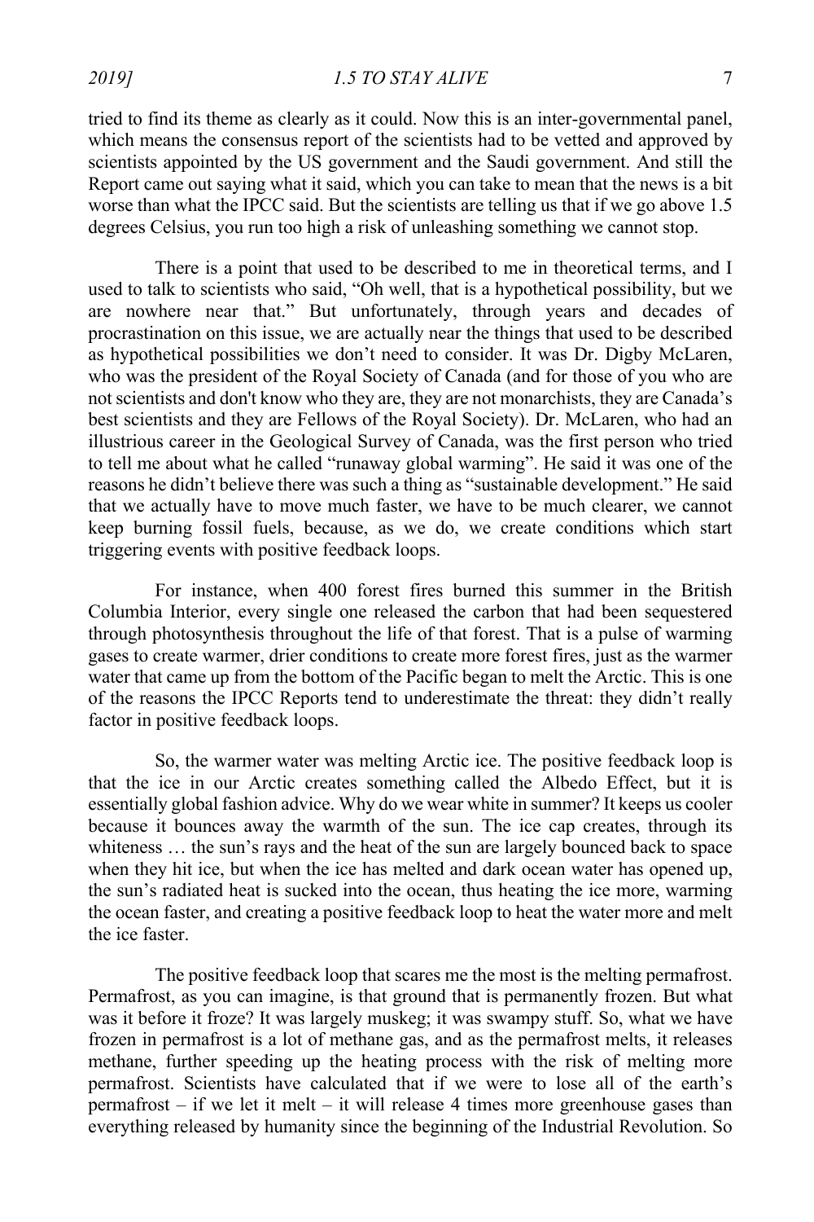tried to find its theme as clearly as it could. Now this is an inter-governmental panel, which means the consensus report of the scientists had to be vetted and approved by scientists appointed by the US government and the Saudi government. And still the Report came out saying what it said, which you can take to mean that the news is a bit worse than what the IPCC said. But the scientists are telling us that if we go above 1.5 degrees Celsius, you run too high a risk of unleashing something we cannot stop.

There is a point that used to be described to me in theoretical terms, and I used to talk to scientists who said, "Oh well, that is a hypothetical possibility, but we are nowhere near that." But unfortunately, through years and decades of procrastination on this issue, we are actually near the things that used to be described as hypothetical possibilities we don't need to consider. It was Dr. Digby McLaren, who was the president of the Royal Society of Canada (and for those of you who are not scientists and don't know who they are, they are not monarchists, they are Canada's best scientists and they are Fellows of the Royal Society). Dr. McLaren, who had an illustrious career in the Geological Survey of Canada, was the first person who tried to tell me about what he called "runaway global warming". He said it was one of the reasons he didn't believe there was such a thing as "sustainable development." He said that we actually have to move much faster, we have to be much clearer, we cannot keep burning fossil fuels, because, as we do, we create conditions which start triggering events with positive feedback loops.

For instance, when 400 forest fires burned this summer in the British Columbia Interior, every single one released the carbon that had been sequestered through photosynthesis throughout the life of that forest. That is a pulse of warming gases to create warmer, drier conditions to create more forest fires, just as the warmer water that came up from the bottom of the Pacific began to melt the Arctic. This is one of the reasons the IPCC Reports tend to underestimate the threat: they didn't really factor in positive feedback loops.

So, the warmer water was melting Arctic ice. The positive feedback loop is that the ice in our Arctic creates something called the Albedo Effect, but it is essentially global fashion advice. Why do we wear white in summer? It keeps us cooler because it bounces away the warmth of the sun. The ice cap creates, through its whiteness … the sun's rays and the heat of the sun are largely bounced back to space when they hit ice, but when the ice has melted and dark ocean water has opened up, the sun's radiated heat is sucked into the ocean, thus heating the ice more, warming the ocean faster, and creating a positive feedback loop to heat the water more and melt the ice faster.

The positive feedback loop that scares me the most is the melting permafrost. Permafrost, as you can imagine, is that ground that is permanently frozen. But what was it before it froze? It was largely muskeg; it was swampy stuff. So, what we have frozen in permafrost is a lot of methane gas, and as the permafrost melts, it releases methane, further speeding up the heating process with the risk of melting more permafrost. Scientists have calculated that if we were to lose all of the earth's permafrost – if we let it melt – it will release 4 times more greenhouse gases than everything released by humanity since the beginning of the Industrial Revolution. So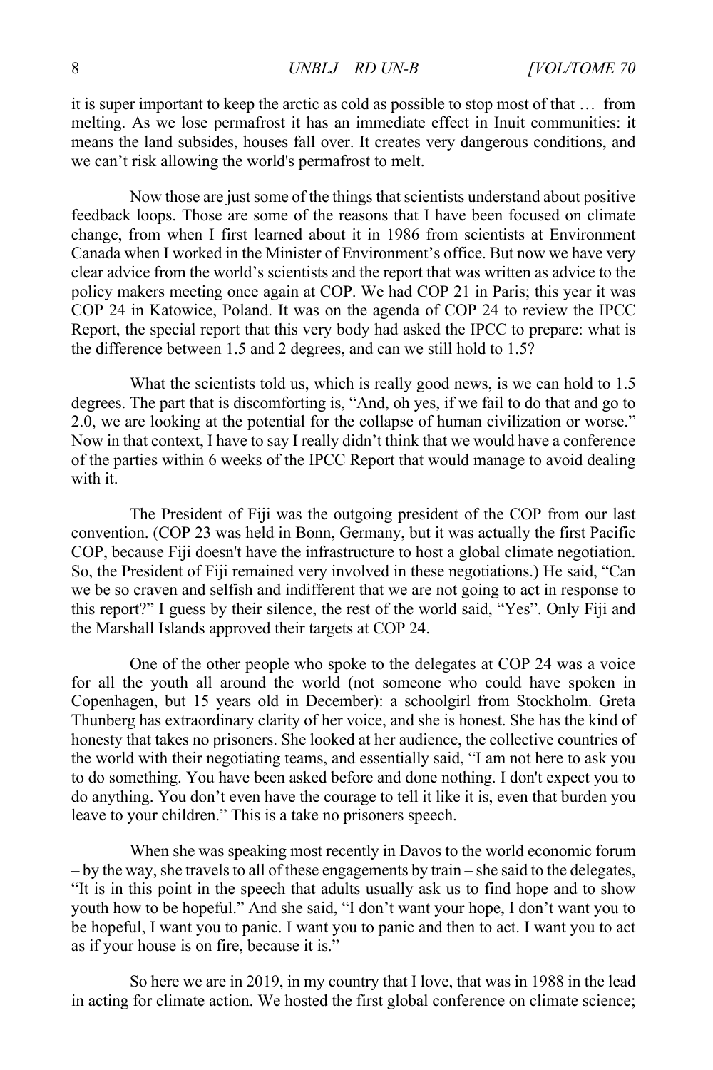it is super important to keep the arctic as cold as possible to stop most of that … from melting. As we lose permafrost it has an immediate effect in Inuit communities: it means the land subsides, houses fall over. It creates very dangerous conditions, and we can't risk allowing the world's permafrost to melt.

Now those are just some of the things that scientists understand about positive feedback loops. Those are some of the reasons that I have been focused on climate change, from when I first learned about it in 1986 from scientists at Environment Canada when I worked in the Minister of Environment's office. But now we have very clear advice from the world's scientists and the report that was written as advice to the policy makers meeting once again at COP. We had COP 21 in Paris; this year it was COP 24 in Katowice, Poland. It was on the agenda of COP 24 to review the IPCC Report, the special report that this very body had asked the IPCC to prepare: what is the difference between 1.5 and 2 degrees, and can we still hold to 1.5?

What the scientists told us, which is really good news, is we can hold to 1.5 degrees. The part that is discomforting is, "And, oh yes, if we fail to do that and go to 2.0, we are looking at the potential for the collapse of human civilization or worse." Now in that context, I have to say I really didn't think that we would have a conference of the parties within 6 weeks of the IPCC Report that would manage to avoid dealing with it.

The President of Fiji was the outgoing president of the COP from our last convention. (COP 23 was held in Bonn, Germany, but it was actually the first Pacific COP, because Fiji doesn't have the infrastructure to host a global climate negotiation. So, the President of Fiji remained very involved in these negotiations.) He said, "Can we be so craven and selfish and indifferent that we are not going to act in response to this report?" I guess by their silence, the rest of the world said, "Yes". Only Fiji and the Marshall Islands approved their targets at COP 24.

One of the other people who spoke to the delegates at COP 24 was a voice for all the youth all around the world (not someone who could have spoken in Copenhagen, but 15 years old in December): a schoolgirl from Stockholm. Greta Thunberg has extraordinary clarity of her voice, and she is honest. She has the kind of honesty that takes no prisoners. She looked at her audience, the collective countries of the world with their negotiating teams, and essentially said, "I am not here to ask you to do something. You have been asked before and done nothing. I don't expect you to do anything. You don't even have the courage to tell it like it is, even that burden you leave to your children." This is a take no prisoners speech.

When she was speaking most recently in Davos to the world economic forum – by the way, she travels to all of these engagements by train – she said to the delegates, "It is in this point in the speech that adults usually ask us to find hope and to show youth how to be hopeful." And she said, "I don't want your hope, I don't want you to be hopeful, I want you to panic. I want you to panic and then to act. I want you to act as if your house is on fire, because it is."

So here we are in 2019, in my country that I love, that was in 1988 in the lead in acting for climate action. We hosted the first global conference on climate science;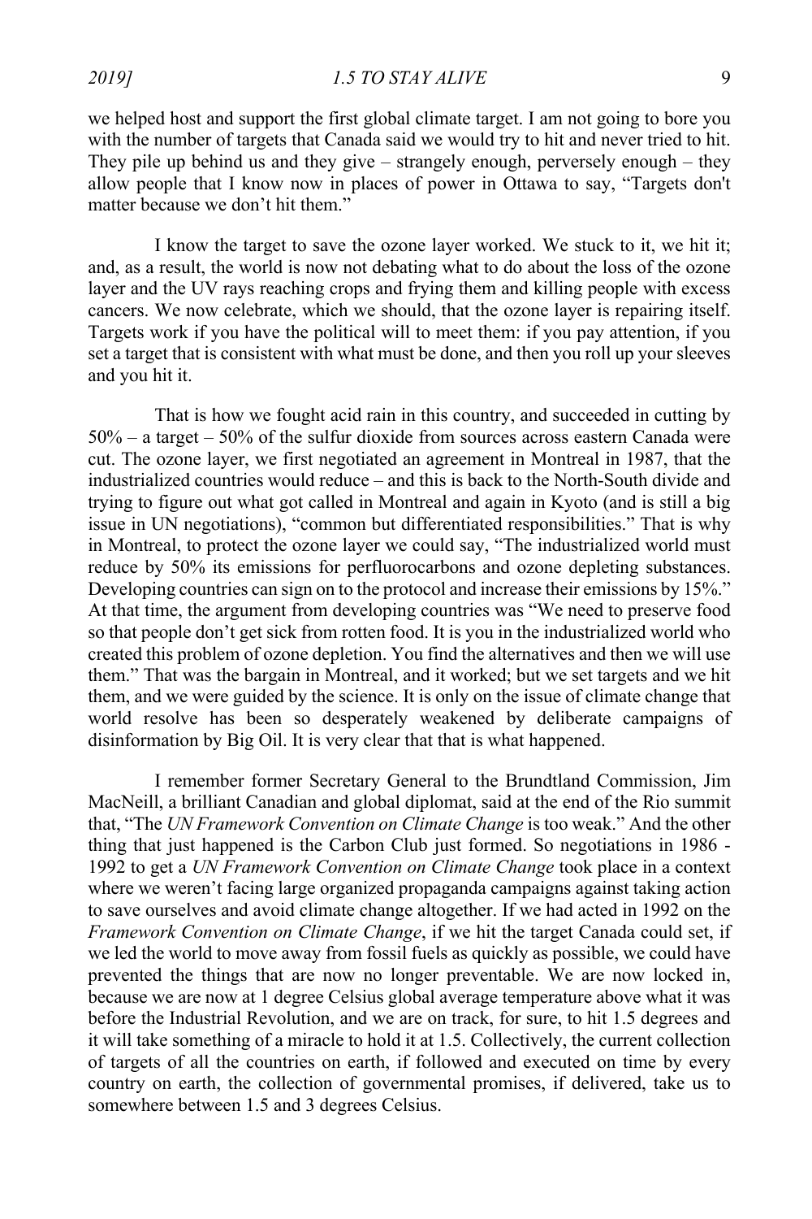we helped host and support the first global climate target. I am not going to bore you with the number of targets that Canada said we would try to hit and never tried to hit. They pile up behind us and they give – strangely enough, perversely enough – they allow people that I know now in places of power in Ottawa to say, "Targets don't matter because we don't hit them."

I know the target to save the ozone layer worked. We stuck to it, we hit it; and, as a result, the world is now not debating what to do about the loss of the ozone layer and the UV rays reaching crops and frying them and killing people with excess cancers. We now celebrate, which we should, that the ozone layer is repairing itself. Targets work if you have the political will to meet them: if you pay attention, if you set a target that is consistent with what must be done, and then you roll up your sleeves and you hit it.

That is how we fought acid rain in this country, and succeeded in cutting by 50% – a target – 50% of the sulfur dioxide from sources across eastern Canada were cut. The ozone layer, we first negotiated an agreement in Montreal in 1987, that the industrialized countries would reduce – and this is back to the North-South divide and trying to figure out what got called in Montreal and again in Kyoto (and is still a big issue in UN negotiations), "common but differentiated responsibilities." That is why in Montreal, to protect the ozone layer we could say, "The industrialized world must reduce by 50% its emissions for perfluorocarbons and ozone depleting substances. Developing countries can sign on to the protocol and increase their emissions by 15%." At that time, the argument from developing countries was "We need to preserve food so that people don't get sick from rotten food. It is you in the industrialized world who created this problem of ozone depletion. You find the alternatives and then we will use them." That was the bargain in Montreal, and it worked; but we set targets and we hit them, and we were guided by the science. It is only on the issue of climate change that world resolve has been so desperately weakened by deliberate campaigns of disinformation by Big Oil. It is very clear that that is what happened.

I remember former Secretary General to the Brundtland Commission, Jim MacNeill, a brilliant Canadian and global diplomat, said at the end of the Rio summit that, "The *UN Framework Convention on Climate Change* is too weak." And the other thing that just happened is the Carbon Club just formed. So negotiations in 1986 - 1992 to get a *UN Framework Convention on Climate Change* took place in a context where we weren't facing large organized propaganda campaigns against taking action to save ourselves and avoid climate change altogether. If we had acted in 1992 on the *Framework Convention on Climate Change*, if we hit the target Canada could set, if we led the world to move away from fossil fuels as quickly as possible, we could have prevented the things that are now no longer preventable. We are now locked in, because we are now at 1 degree Celsius global average temperature above what it was before the Industrial Revolution, and we are on track, for sure, to hit 1.5 degrees and it will take something of a miracle to hold it at 1.5. Collectively, the current collection of targets of all the countries on earth, if followed and executed on time by every country on earth, the collection of governmental promises, if delivered, take us to somewhere between 1.5 and 3 degrees Celsius.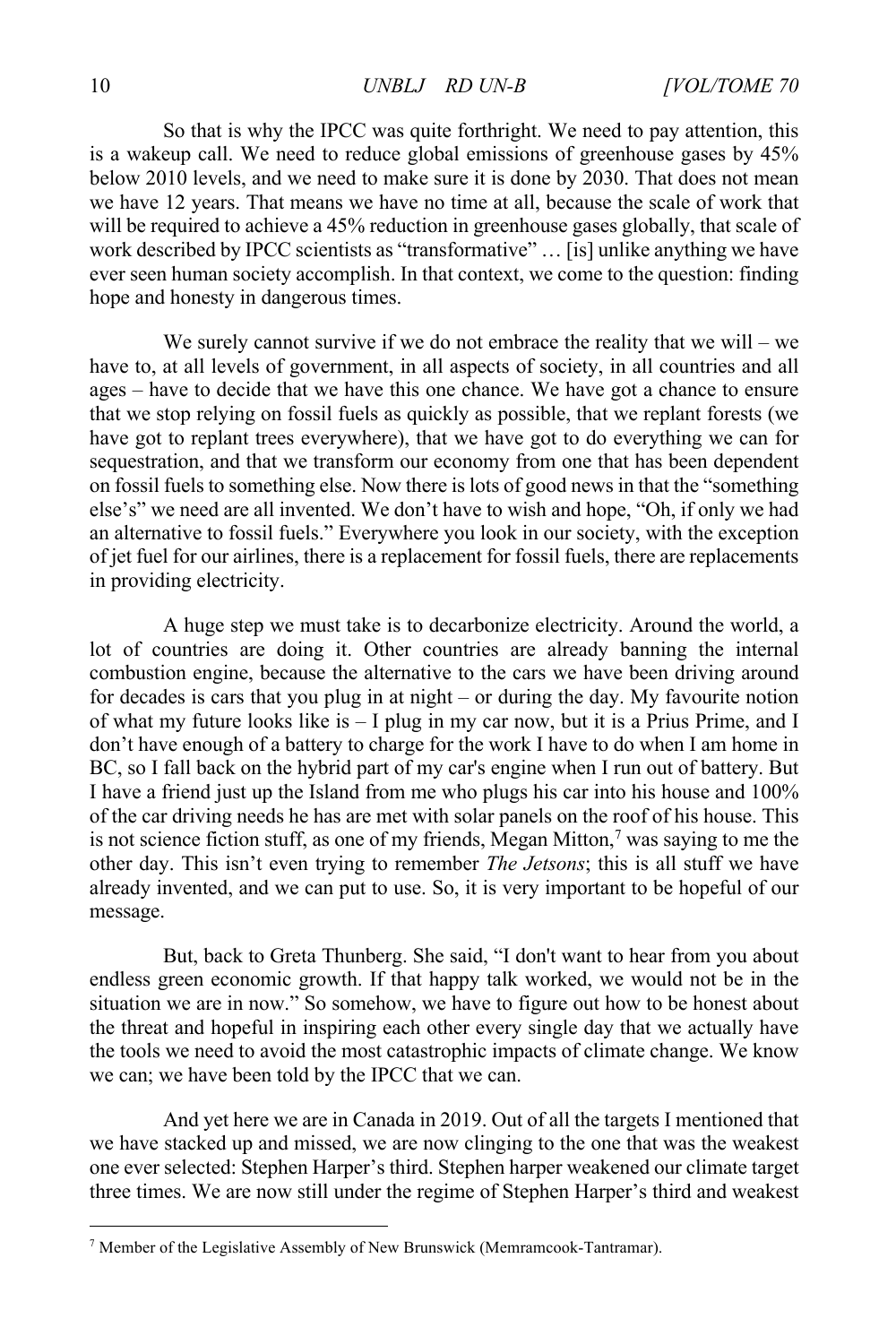So that is why the IPCC was quite forthright. We need to pay attention, this is a wakeup call. We need to reduce global emissions of greenhouse gases by 45% below 2010 levels, and we need to make sure it is done by 2030. That does not mean we have 12 years. That means we have no time at all, because the scale of work that will be required to achieve a 45% reduction in greenhouse gases globally, that scale of work described by IPCC scientists as "transformative" … [is] unlike anything we have ever seen human society accomplish. In that context, we come to the question: finding hope and honesty in dangerous times.

We surely cannot survive if we do not embrace the reality that we will – we have to, at all levels of government, in all aspects of society, in all countries and all ages – have to decide that we have this one chance. We have got a chance to ensure that we stop relying on fossil fuels as quickly as possible, that we replant forests (we have got to replant trees everywhere), that we have got to do everything we can for sequestration, and that we transform our economy from one that has been dependent on fossil fuels to something else. Now there is lots of good news in that the "something else's" we need are all invented. We don't have to wish and hope, "Oh, if only we had an alternative to fossil fuels." Everywhere you look in our society, with the exception of jet fuel for our airlines, there is a replacement for fossil fuels, there are replacements in providing electricity.

A huge step we must take is to decarbonize electricity. Around the world, a lot of countries are doing it. Other countries are already banning the internal combustion engine, because the alternative to the cars we have been driving around for decades is cars that you plug in at night – or during the day. My favourite notion of what my future looks like is – I plug in my car now, but it is a Prius Prime, and I don't have enough of a battery to charge for the work I have to do when I am home in BC, so I fall back on the hybrid part of my car's engine when I run out of battery. But I have a friend just up the Island from me who plugs his car into his house and 100% of the car driving needs he has are met with solar panels on the roof of his house. This is not science fiction stuff, as one of my friends, Megan Mitton,[7] was saying to me the other day. This isn't even trying to remember *The Jetsons*; this is all stuff we have already invented, and we can put to use. So, it is very important to be hopeful of our message.

But, back to Greta Thunberg. She said, "I don't want to hear from you about endless green economic growth. If that happy talk worked, we would not be in the situation we are in now." So somehow, we have to figure out how to be honest about the threat and hopeful in inspiring each other every single day that we actually have the tools we need to avoid the most catastrophic impacts of climate change. We know we can; we have been told by the IPCC that we can.

And yet here we are in Canada in 2019. Out of all the targets I mentioned that we have stacked up and missed, we are now clinging to the one that was the weakest one ever selected: Stephen Harper's third. Stephen harper weakened our climate target three times. We are now still under the regime of Stephen Harper's third and weakest

---

[7] Member of the Legislative Assembly of New Brunswick (Memramcook-Tantramar).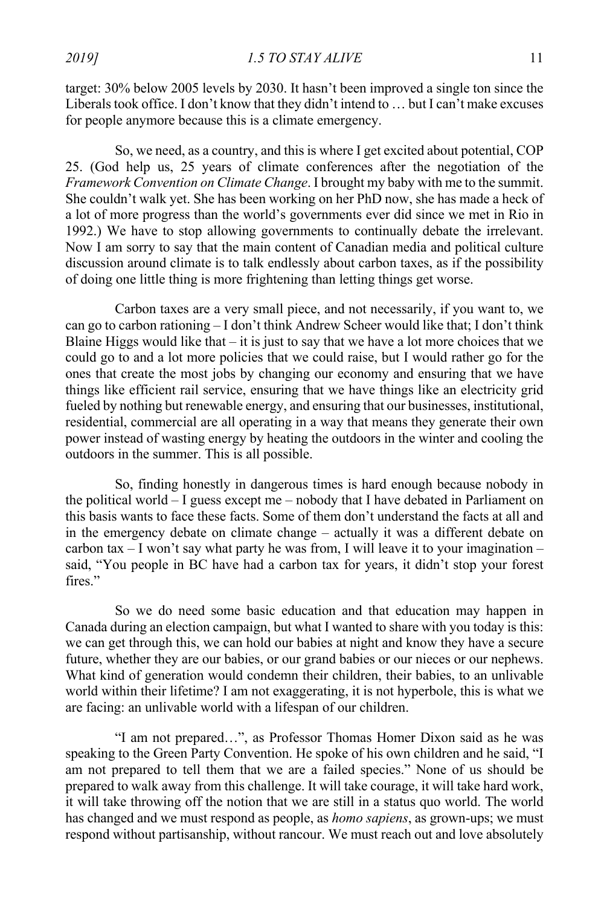target: 30% below 2005 levels by 2030. It hasn't been improved a single ton since the Liberals took office. I don't know that they didn't intend to … but I can't make excuses for people anymore because this is a climate emergency.

So, we need, as a country, and this is where I get excited about potential, COP 25. (God help us, 25 years of climate conferences after the negotiation of the *Framework Convention on Climate Change*. I brought my baby with me to the summit. She couldn't walk yet. She has been working on her PhD now, she has made a heck of a lot of more progress than the world's governments ever did since we met in Rio in 1992.) We have to stop allowing governments to continually debate the irrelevant. Now I am sorry to say that the main content of Canadian media and political culture discussion around climate is to talk endlessly about carbon taxes, as if the possibility of doing one little thing is more frightening than letting things get worse.

Carbon taxes are a very small piece, and not necessarily, if you want to, we can go to carbon rationing – I don't think Andrew Scheer would like that; I don't think Blaine Higgs would like that – it is just to say that we have a lot more choices that we could go to and a lot more policies that we could raise, but I would rather go for the ones that create the most jobs by changing our economy and ensuring that we have things like efficient rail service, ensuring that we have things like an electricity grid fueled by nothing but renewable energy, and ensuring that our businesses, institutional, residential, commercial are all operating in a way that means they generate their own power instead of wasting energy by heating the outdoors in the winter and cooling the outdoors in the summer. This is all possible.

So, finding honestly in dangerous times is hard enough because nobody in the political world – I guess except me – nobody that I have debated in Parliament on this basis wants to face these facts. Some of them don't understand the facts at all and in the emergency debate on climate change – actually it was a different debate on carbon tax – I won't say what party he was from, I will leave it to your imagination – said, "You people in BC have had a carbon tax for years, it didn't stop your forest fires."

So we do need some basic education and that education may happen in Canada during an election campaign, but what I wanted to share with you today is this: we can get through this, we can hold our babies at night and know they have a secure future, whether they are our babies, or our grand babies or our nieces or our nephews. What kind of generation would condemn their children, their babies, to an unlivable world within their lifetime? I am not exaggerating, it is not hyperbole, this is what we are facing: an unlivable world with a lifespan of our children.

"I am not prepared…", as Professor Thomas Homer Dixon said as he was speaking to the Green Party Convention. He spoke of his own children and he said, "I am not prepared to tell them that we are a failed species." None of us should be prepared to walk away from this challenge. It will take courage, it will take hard work, it will take throwing off the notion that we are still in a status quo world. The world has changed and we must respond as people, as *homo sapiens*, as grown-ups; we must respond without partisanship, without rancour. We must reach out and love absolutely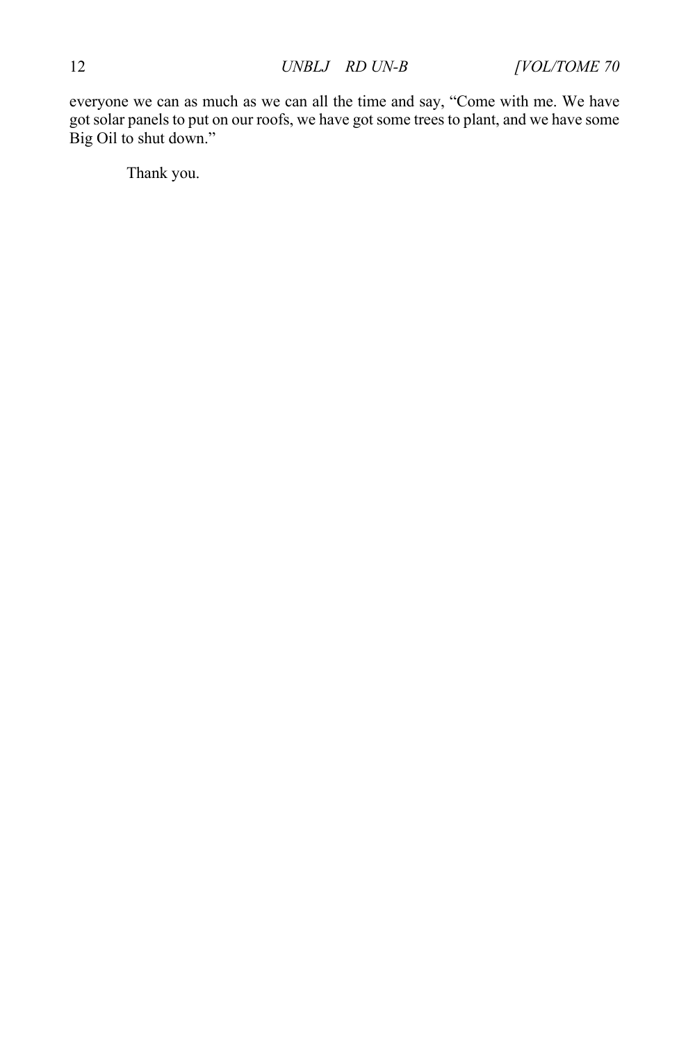everyone we can as much as we can all the time and say, "Come with me. We have got solar panels to put on our roofs, we have got some trees to plant, and we have some Big Oil to shut down."

Thank you.